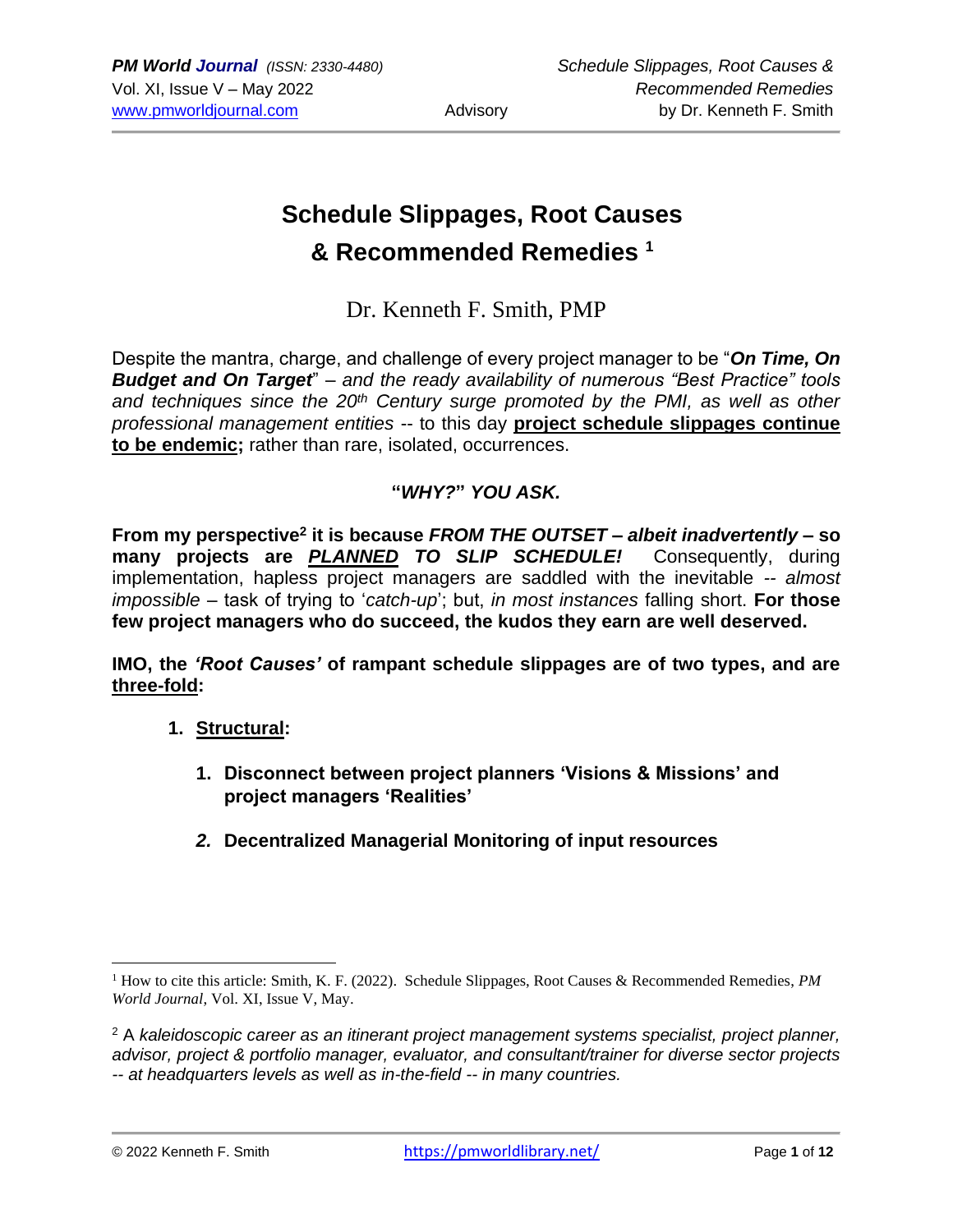# Schedule Slippages, Root Causes & Recommended Remedies [1]

Dr. Kenneth F. Smith, PMP

Despite the mantra, charge, and challenge of every project manager to be "***On Time, On Budget and On Target***" – *and the ready availability of numerous "Best Practice" tools and techniques since the 20th Century surge promoted by the PMI, as well as other professional management entities* -- to this day **project schedule slippages continue to be endemic;** rather than rare, isolated, occurrences.

**"*WHY?*" *YOU ASK.***

**From my perspective[2] it is because *FROM THE OUTSET – albeit inadvertently* – so many projects are *PLANNED TO SLIP SCHEDULE!*** Consequently, during implementation, hapless project managers are saddled with the inevitable -- *almost impossible* – task of trying to '*catch-up*'; but, *in most instances* falling short. **For those few project managers who do succeed, the kudos they earn are well deserved.**

**IMO, the *'Root Causes'* of rampant schedule slippages are of two types, and are three-fold:**

1. **Structural:**
   1. **Disconnect between project planners 'Visions & Missions' and project managers 'Realities'**
   2. **Decentralized Managerial Monitoring of input resources**

---

[1] How to cite this article: Smith, K. F. (2022). Schedule Slippages, Root Causes & Recommended Remedies, *PM World Journal*, Vol. XI, Issue V, May.

[2] A *kaleidoscopic career as an itinerant project management systems specialist, project planner, advisor, project & portfolio manager, evaluator, and consultant/trainer for diverse sector projects -- at headquarters levels as well as in-the-field -- in many countries.*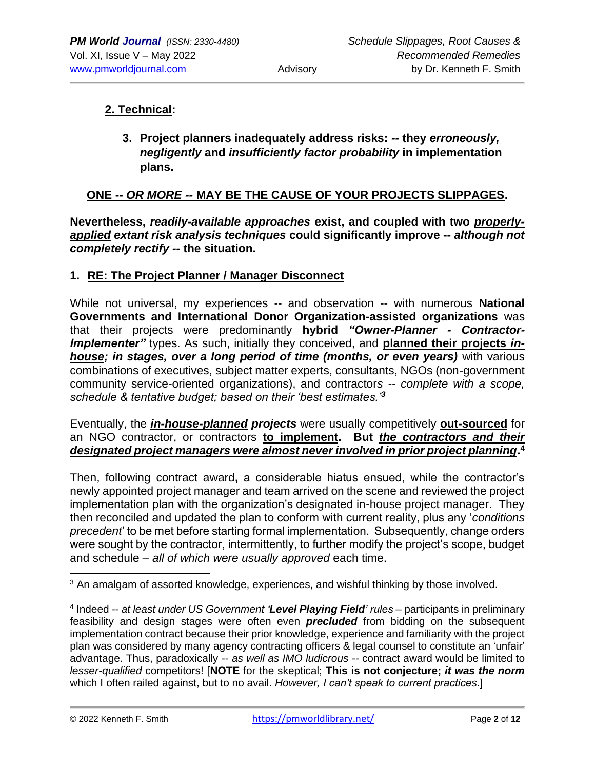**2. Technical:**

3. **Project planners inadequately address risks: -- they *erroneously, negligently* and *insufficiently factor probability* in implementation plans.**

**ONE -- *OR MORE* -- MAY BE THE CAUSE OF YOUR PROJECTS SLIPPAGES.**

**Nevertheless, *readily-available approaches* exist, and coupled with two *properly-applied extant risk analysis techniques* could significantly improve -- *although not completely rectify* -- the situation.**

## 1. RE: The Project Planner / Manager Disconnect

While not universal, my experiences -- and observation -- with numerous **National Governments and International Donor Organization-assisted organizations** was that their projects were predominantly **hybrid *"Owner-Planner - Contractor-Implementer"*** types. As such, initially they conceived, and **planned their projects *in-house; in stages, over a long period of time (months, or even years)*** with various combinations of executives, subject matter experts, consultants, NGOs (non-government community service-oriented organizations), and contractors -- *complete with a scope, schedule & tentative budget; based on their 'best estimates.'*[3]

Eventually, the ***in-house-planned projects*** were usually competitively **out-sourced** for an NGO contractor, or contractors **to implement. But *the contractors and their designated project managers were almost never involved in prior project planning*.**[4]

Then, following contract award**,** a considerable hiatus ensued, while the contractor's newly appointed project manager and team arrived on the scene and reviewed the project implementation plan with the organization's designated in-house project manager. They then reconciled and updated the plan to conform with current reality, plus any '*conditions precedent*' to be met before starting formal implementation. Subsequently, change orders were sought by the contractor, intermittently, to further modify the project's scope, budget and schedule – *all of which were usually approved* each time.

---

[3] An amalgam of assorted knowledge, experiences, and wishful thinking by those involved.

[4] Indeed -- *at least under US Government '**Level Playing Field**' rules* – participants in preliminary feasibility and design stages were often even ***precluded*** from bidding on the subsequent implementation contract because their prior knowledge, experience and familiarity with the project plan was considered by many agency contracting officers & legal counsel to constitute an 'unfair' advantage. Thus, paradoxically -- *as well as IMO ludicrous* -- contract award would be limited to *lesser-qualified* competitors! [**NOTE** for the skeptical; **This is not conjecture; *it was the norm*** which I often railed against, but to no avail. *However, I can't speak to current practices*.]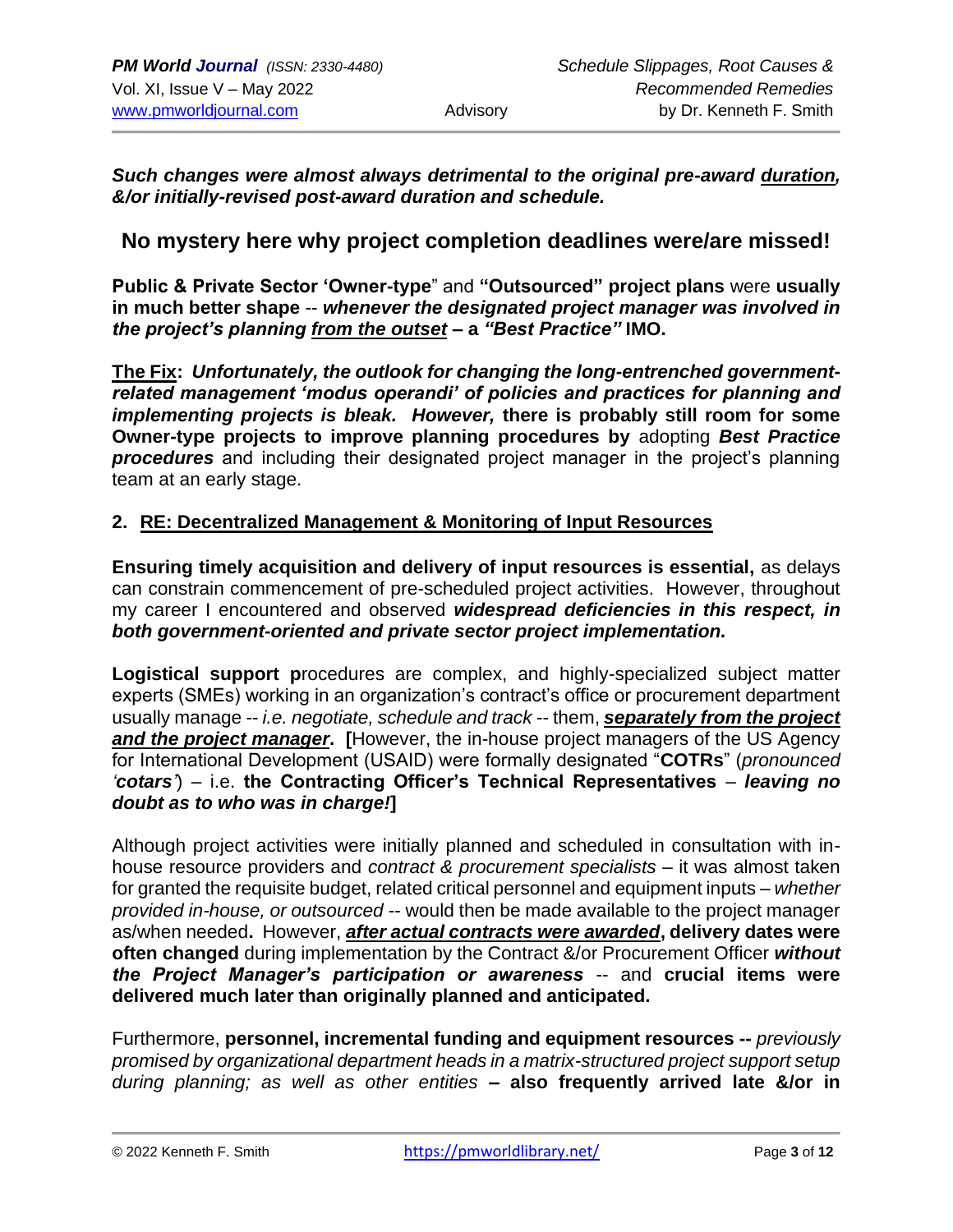***Such changes were almost always detrimental to the original pre-award <u>duration</u>, &/or initially-revised post-award duration and schedule.***

## No mystery here why project completion deadlines were/are missed!

**Public & Private Sector 'Owner-type**" and **"Outsourced" project plans** were **usually in much better shape** -- ***whenever the designated project manager was involved in the project's planning <u>from the outset</u>* – a *"Best Practice"* IMO.**

**<u>The Fix</u>:** ***Unfortunately, the outlook for changing the long-entrenched government-related management 'modus operandi' of policies and practices for planning and implementing projects is bleak. However,*** **there is probably still room for some Owner-type projects to improve planning procedures by** adopting ***Best Practice procedures*** and including their designated project manager in the project's planning team at an early stage.

### 2. <u>RE: Decentralized Management & Monitoring of Input Resources</u>

**Ensuring timely acquisition and delivery of input resources is essential,** as delays can constrain commencement of pre-scheduled project activities. However, throughout my career I encountered and observed ***widespread deficiencies in this respect, in both government-oriented and private sector project implementation.***

**Logistical support p**rocedures are complex, and highly-specialized subject matter experts (SMEs) working in an organization's contract's office or procurement department usually manage -- *i.e. negotiate, schedule and track* -- them, ***<u>separately from the project and the project manager</u>*. [**However, the in-house project managers of the US Agency for International Development (USAID) were formally designated "**COTRs**" (*pronounced 'cotars'*) – i.e. **the Contracting Officer's Technical Representatives** – ***leaving no doubt as to who was in charge!*]**

Although project activities were initially planned and scheduled in consultation with in-house resource providers and *contract & procurement specialists* – it was almost taken for granted the requisite budget, related critical personnel and equipment inputs – *whether provided in-house, or outsourced* -- would then be made available to the project manager as/when needed**.** However, ***<u>after actual contracts were awarded</u>*, delivery dates were often changed** during implementation by the Contract &/or Procurement Officer ***without the Project Manager's participation or awareness*** -- and **crucial items were delivered much later than originally planned and anticipated.**

Furthermore, **personnel, incremental funding and equipment resources --** *previously promised by organizational department heads in a matrix-structured project support setup during planning; as well as other entities* **– also frequently arrived late &/or in**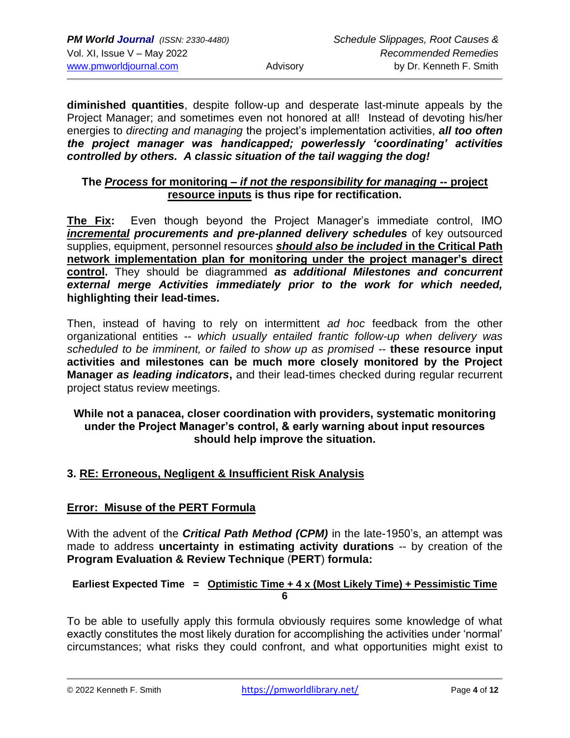**diminished quantities**, despite follow-up and desperate last-minute appeals by the Project Manager; and sometimes even not honored at all! Instead of devoting his/her energies to *directing and managing* the project's implementation activities, ***all too often the project manager was handicapped; powerlessly 'coordinating' activities controlled by others. A classic situation of the tail wagging the dog!***

**The <u>*Process*</u> for <u>monitoring – *if not the responsibility for managing*</u> -- <u>project resource inputs</u> is thus ripe for rectification.**

**<u>The Fix</u>:** Even though beyond the Project Manager's immediate control, IMO ***<u>incremental</u> procurements and pre-planned delivery schedules*** of key outsourced supplies, equipment, personnel resources ***<u>should also be included</u>* <u>in the Critical Path network implementation plan for monitoring under the project manager's direct control</u>.** They should be diagrammed ***as additional Milestones and concurrent external merge Activities immediately prior to the work for which needed,*** **highlighting their lead-times.**

Then, instead of having to rely on intermittent *ad hoc* feedback from the other organizational entities -- *which usually entailed frantic follow-up when delivery was scheduled to be imminent, or failed to show up as promised* -- **these resource input activities and milestones can be much more closely monitored by the Project Manager *as leading indicators*,** and their lead-times checked during regular recurrent project status review meetings.

**While not a panacea, closer coordination with providers, systematic monitoring under the Project Manager's control, & early warning about input resources should help improve the situation.**

## 3. <u>RE: Erroneous, Negligent & Insufficient Risk Analysis</u>

### <u>Error: Misuse of the PERT Formula</u>

With the advent of the ***Critical Path Method (CPM)*** in the late-1950's, an attempt was made to address **uncertainty in estimating activity durations** -- by creation of the **Program Evaluation & Review Technique** (**PERT**) **formula:**

$$\text{Earliest Expected Time} = \frac{\text{Optimistic Time} + 4 \times (\text{Most Likely Time}) + \text{Pessimistic Time}}{6}$$

To be able to usefully apply this formula obviously requires some knowledge of what exactly constitutes the most likely duration for accomplishing the activities under 'normal' circumstances; what risks they could confront, and what opportunities might exist to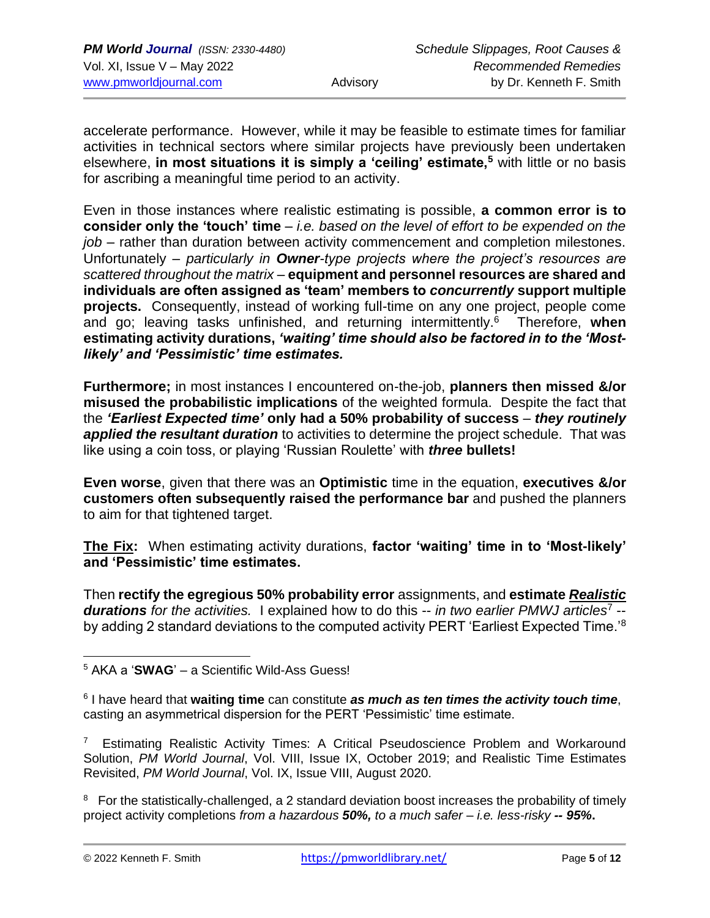accelerate performance. However, while it may be feasible to estimate times for familiar activities in technical sectors where similar projects have previously been undertaken elsewhere, **in most situations it is simply a 'ceiling' estimate,**[5] with little or no basis for ascribing a meaningful time period to an activity.

Even in those instances where realistic estimating is possible, **a common error is to consider only the 'touch' time** – *i.e. based on the level of effort to be expended on the job* – rather than duration between activity commencement and completion milestones. Unfortunately – *particularly in **Owner**-type projects where the project's resources are scattered throughout the matrix* – **equipment and personnel resources are shared and individuals are often assigned as 'team' members to *concurrently* support multiple projects.** Consequently, instead of working full-time on any one project, people come and go; leaving tasks unfinished, and returning intermittently.[6] Therefore, **when estimating activity durations, *'waiting' time should also be factored in to the 'Most-likely' and 'Pessimistic' time estimates.***

**Furthermore;** in most instances I encountered on-the-job, **planners then missed &/or misused the probabilistic implications** of the weighted formula. Despite the fact that the ***'Earliest Expected time'*** **only had a 50% probability of success** – ***they routinely applied the resultant duration*** to activities to determine the project schedule. That was like using a coin toss, or playing 'Russian Roulette' with ***three*** **bullets!**

**Even worse**, given that there was an **Optimistic** time in the equation, **executives &/or customers often subsequently raised the performance bar** and pushed the planners to aim for that tightened target.

**<u>The Fix</u>:** When estimating activity durations, **factor 'waiting' time in to 'Most-likely' and 'Pessimistic' time estimates.**

Then **rectify the egregious 50% probability error** assignments, and **estimate *<u>Realistic</u> durations*** *for the activities.* I explained how to do this -- *in two earlier PMWJ articles*[7] -- by adding 2 standard deviations to the computed activity PERT 'Earliest Expected Time.'[8]

---

[5] AKA a '**SWAG**' – a Scientific Wild-Ass Guess!

[6] I have heard that **waiting time** can constitute ***as much as ten times the activity touch time***, casting an asymmetrical dispersion for the PERT 'Pessimistic' time estimate.

[7] Estimating Realistic Activity Times: A Critical Pseudoscience Problem and Workaround Solution, *PM World Journal*, Vol. VIII, Issue IX, October 2019; and Realistic Time Estimates Revisited, *PM World Journal*, Vol. IX, Issue VIII, August 2020.

[8] For the statistically-challenged, a 2 standard deviation boost increases the probability of timely project activity completions *from a hazardous **50%,** to a much safer – i.e. less-risky **-- 95%***.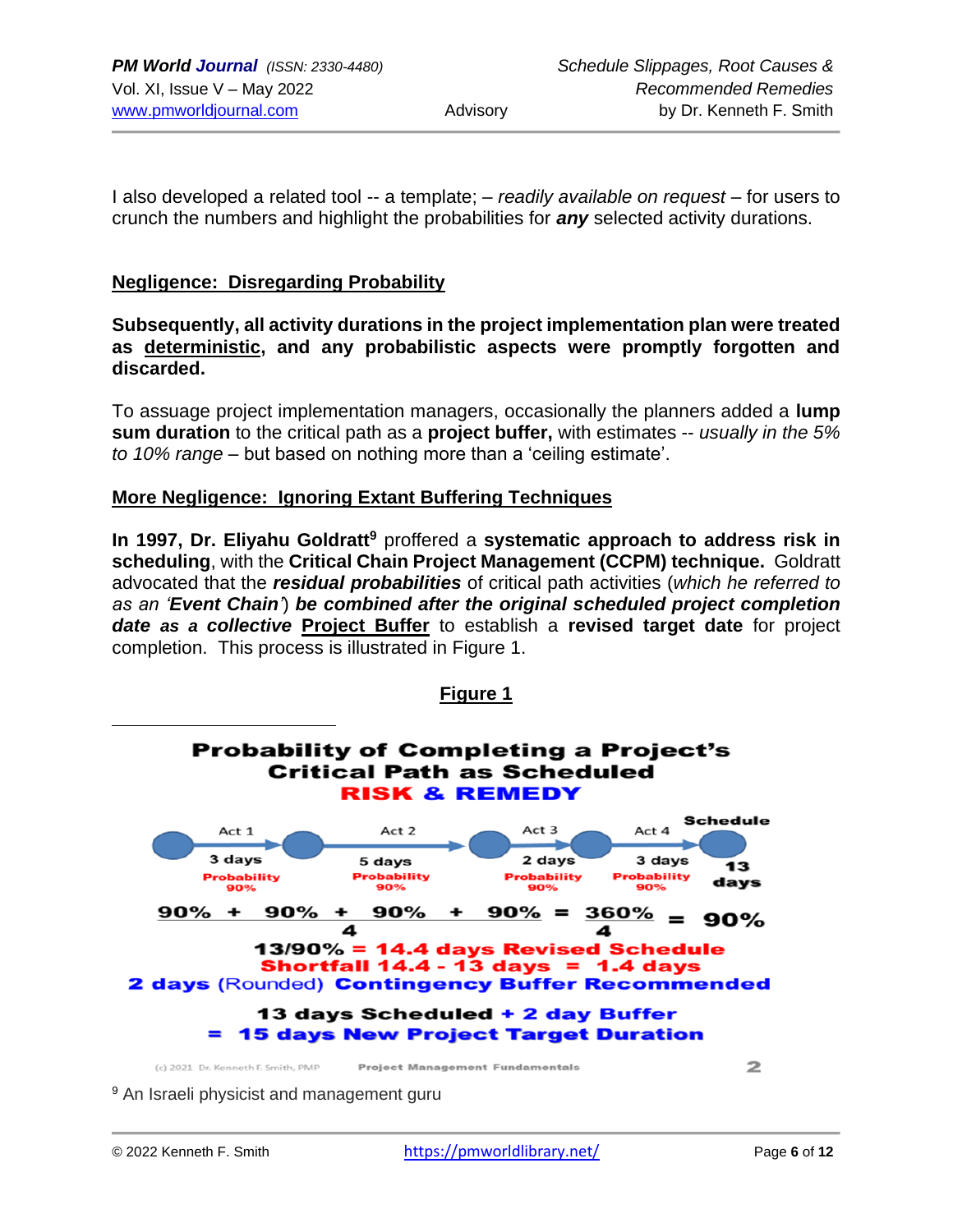I also developed a related tool -- a template; – *readily available on request* – for users to crunch the numbers and highlight the probabilities for ***any*** selected activity durations.

## Negligence: Disregarding Probability

**Subsequently, all activity durations in the project implementation plan were treated as deterministic, and any probabilistic aspects were promptly forgotten and discarded.**

To assuage project implementation managers, occasionally the planners added a **lump sum duration** to the critical path as a **project buffer,** with estimates -- *usually in the 5% to 10% range* – but based on nothing more than a 'ceiling estimate'.

## More Negligence: Ignoring Extant Buffering Techniques

**In 1997, Dr. Eliyahu Goldratt**[9] proffered a **systematic approach to address risk in scheduling**, with the **Critical Chain Project Management (CCPM) technique.** Goldratt advocated that the ***residual probabilities*** of critical path activities (*which he referred to as an '**Event Chain**'*) ***be combined after the original scheduled project completion date as a collective*** **Project Buffer** to establish a **revised target date** for project completion. This process is illustrated in Figure 1.

**Figure 1**

**Probability of Completing a Project's Critical Path as Scheduled**

**RISK & REMEDY**

| Act 1 | Act 2 | Act 3 | Act 4 | Schedule |
|---|---|---|---|---|
| 3 days | 5 days | 2 days | 3 days | 13 days |
| Probability 90% | Probability 90% | Probability 90% | Probability 90% | |

$$\frac{90\% + 90\% + 90\% + 90\%}{4} = \frac{360\%}{4} = 90\%$$

**13/90% = 14.4 days Revised Schedule**

**Shortfall 14.4 - 13 days = 1.4 days**

**2 days (Rounded) Contingency Buffer Recommended**

**13 days Scheduled + 2 day Buffer**

**= 15 days New Project Target Duration**

(c) 2021 Dr. Kenneth F. Smith, PMP — Project Management Fundamentals — 2

[9] An Israeli physicist and management guru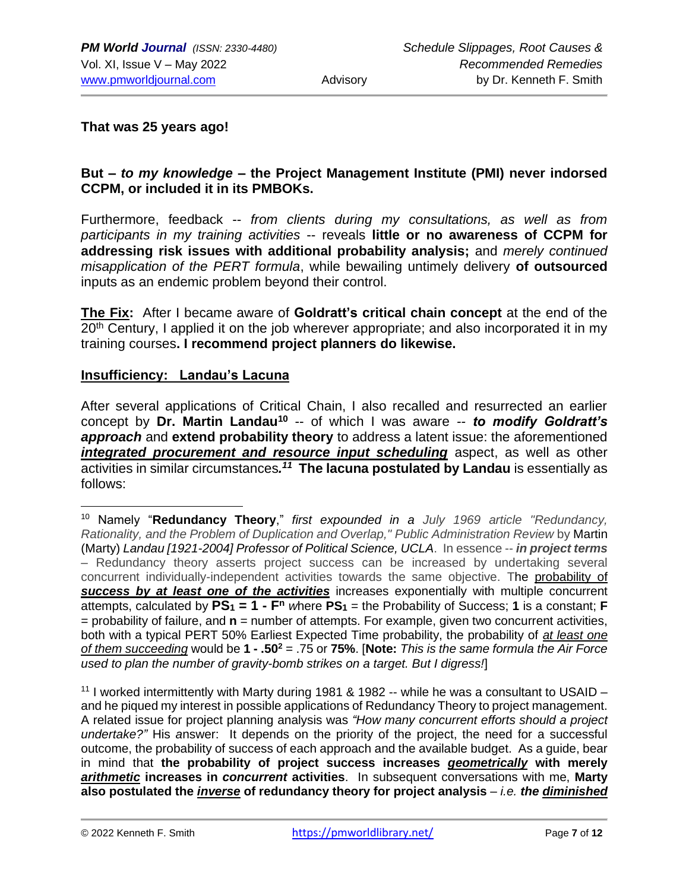**That was 25 years ago!**

**But – *to my knowledge* – the Project Management Institute (PMI) never indorsed CCPM, or included it in its PMBOKs.**

Furthermore, feedback -- *from clients during my consultations, as well as from participants in my training activities* -- reveals **little or no awareness of CCPM for addressing risk issues with additional probability analysis;** and *merely continued misapplication of the PERT formula*, while bewailing untimely delivery **of outsourced** inputs as an endemic problem beyond their control.

**The Fix:** After I became aware of **Goldratt's critical chain concept** at the end of the 20th Century, I applied it on the job wherever appropriate; and also incorporated it in my training courses**. I recommend project planners do likewise.**

## Insufficiency: Landau's Lacuna

After several applications of Critical Chain, I also recalled and resurrected an earlier concept by **Dr. Martin Landau**[10] -- of which I was aware -- ***to modify Goldratt's approach*** and **extend probability theory** to address a latent issue: the aforementioned ***integrated procurement and resource input scheduling*** aspect, as well as other activities in similar circumstances*.*[11] **The lacuna postulated by Landau** is essentially as follows:

---

[10] Namely "**Redundancy Theory**," *first expounded in a July 1969 article "Redundancy, Rationality, and the Problem of Duplication and Overlap," Public Administration Review* by Martin (Marty) *Landau [1921-2004] Professor of Political Science, UCLA*. In essence -- ***in project terms*** – Redundancy theory asserts project success can be increased by undertaking several concurrent individually-independent activities towards the same objective. The probability of ***success by at least one of the activities*** increases exponentially with multiple concurrent attempts, calculated by $\mathbf{PS_1 = 1 - F^n}$ *w*here $\mathbf{PS_1}$ = the Probability of Success; **1** is a constant; **F** = probability of failure, and **n** = number of attempts. For example, given two concurrent activities, both with a typical PERT 50% Earliest Expected Time probability, the probability of *at least one of them succeeding* would be $\mathbf{1 - .50^2}$ = .75 or **75%**. [**Note:** *This is the same formula the Air Force used to plan the number of gravity-bomb strikes on a target. But I digress!*]

[11] I worked intermittently with Marty during 1981 & 1982 -- while he was a consultant to USAID – and he piqued my interest in possible applications of Redundancy Theory to project management. A related issue for project planning analysis was *"How many concurrent efforts should a project undertake?"* His answer: It depends on the priority of the project, the need for a successful outcome, the probability of success of each approach and the available budget. As a guide, bear in mind that **the probability of project success increases *geometrically* with merely *arithmetic* increases in *concurrent* activities**. In subsequent conversations with me, **Marty also postulated the *inverse* of redundancy theory for project analysis** – *i.e.* ***the diminished***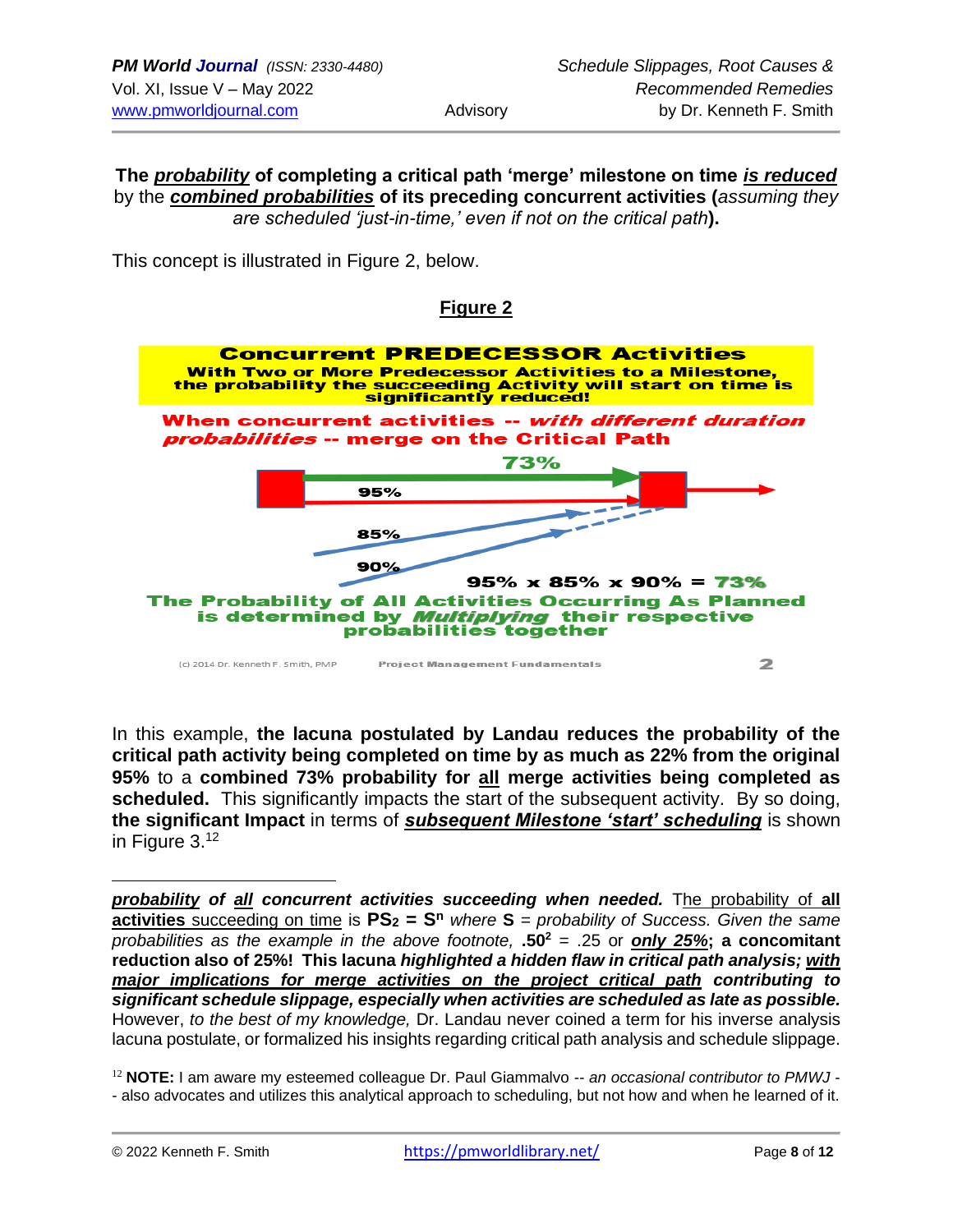**The *probability* of completing a critical path 'merge' milestone on time *is reduced* by the *combined probabilities* of its preceding concurrent activities (*assuming they are scheduled 'just-in-time,' even if not on the critical path*).**

This concept is illustrated in Figure 2, below.

**Figure 2**

**Concurrent PREDECESSOR Activities**
**With Two or More Predecessor Activities to a Milestone, the probability the succeeding Activity will start on time is significantly reduced!**

**When concurrent activities -- *with different duration probabilities* -- merge on the Critical Path**

73%

95%

85%

90%

95% x 85% x 90% = 73%

**The Probability of All Activities Occurring As Planned is determined by *Multiplying* their respective probabilities together**

(c) 2014 Dr. Kenneth F. Smith, PMP    Project Management Fundamentals    2

In this example, **the lacuna postulated by Landau reduces the probability of the critical path activity being completed on time by as much as 22% from the original 95%** to a **combined 73% probability for all merge activities being completed as scheduled.** This significantly impacts the start of the subsequent activity. By so doing, **the significant Impact** in terms of ***subsequent Milestone 'start' scheduling*** is shown in Figure 3.[12]

---

***probability** of **all** concurrent activities succeeding when needed.* The probability of **all activities** succeeding on time is $\mathbf{PS_2 = S^n}$ *where* **S** = *probability of Success. Given the same probabilities as the example in the above footnote,* $\mathbf{.50^2}$ = .25 or ***only 25%*; a concomitant reduction also of 25%! This lacuna *highlighted a hidden flaw in critical path analysis; with major implications for merge activities on the project critical path* contributing to *significant schedule slippage, especially when activities are scheduled as late as possible.*** However, *to the best of my knowledge,* Dr. Landau never coined a term for his inverse analysis lacuna postulate, or formalized his insights regarding critical path analysis and schedule slippage.

[12] **NOTE:** I am aware my esteemed colleague Dr. Paul Giammalvo -- *an occasional contributor to PMWJ* -- also advocates and utilizes this analytical approach to scheduling, but not how and when he learned of it.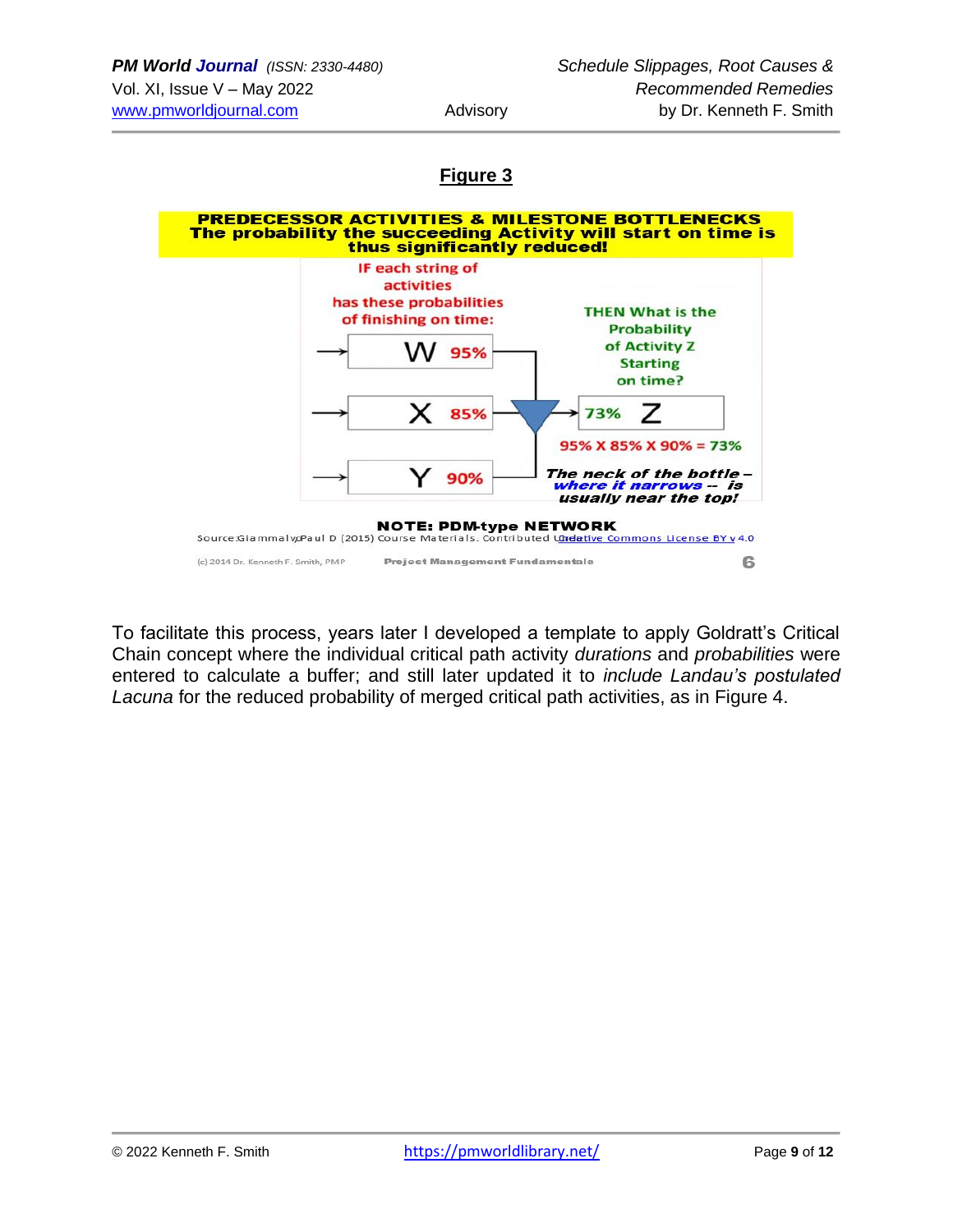**Figure 3**

**PREDECESSOR ACTIVITIES & MILESTONE BOTTLENECKS**
**The probability the succeeding Activity will start on time is thus significantly reduced!**

IF each string of activities has these probabilities of finishing on time:

- W 95%
- X 85%
- Y 90%

THEN What is the Probability of Activity Z Starting on time?

73% Z

95% X 85% X 90% = 73%

*The neck of the bottle – where it narrows -- is usually near the top!*

**NOTE: PDM-type NETWORK**

Source: Giammalvo, Paul D (2015) Course Materials. Contributed Under Creative Commons License BY v 4.0

(c) 2014 Dr. Kenneth F. Smith, PMP — Project Management Fundamentals — 6

To facilitate this process, years later I developed a template to apply Goldratt's Critical Chain concept where the individual critical path activity *durations* and *probabilities* were entered to calculate a buffer; and still later updated it to *include Landau's postulated Lacuna* for the reduced probability of merged critical path activities, as in Figure 4.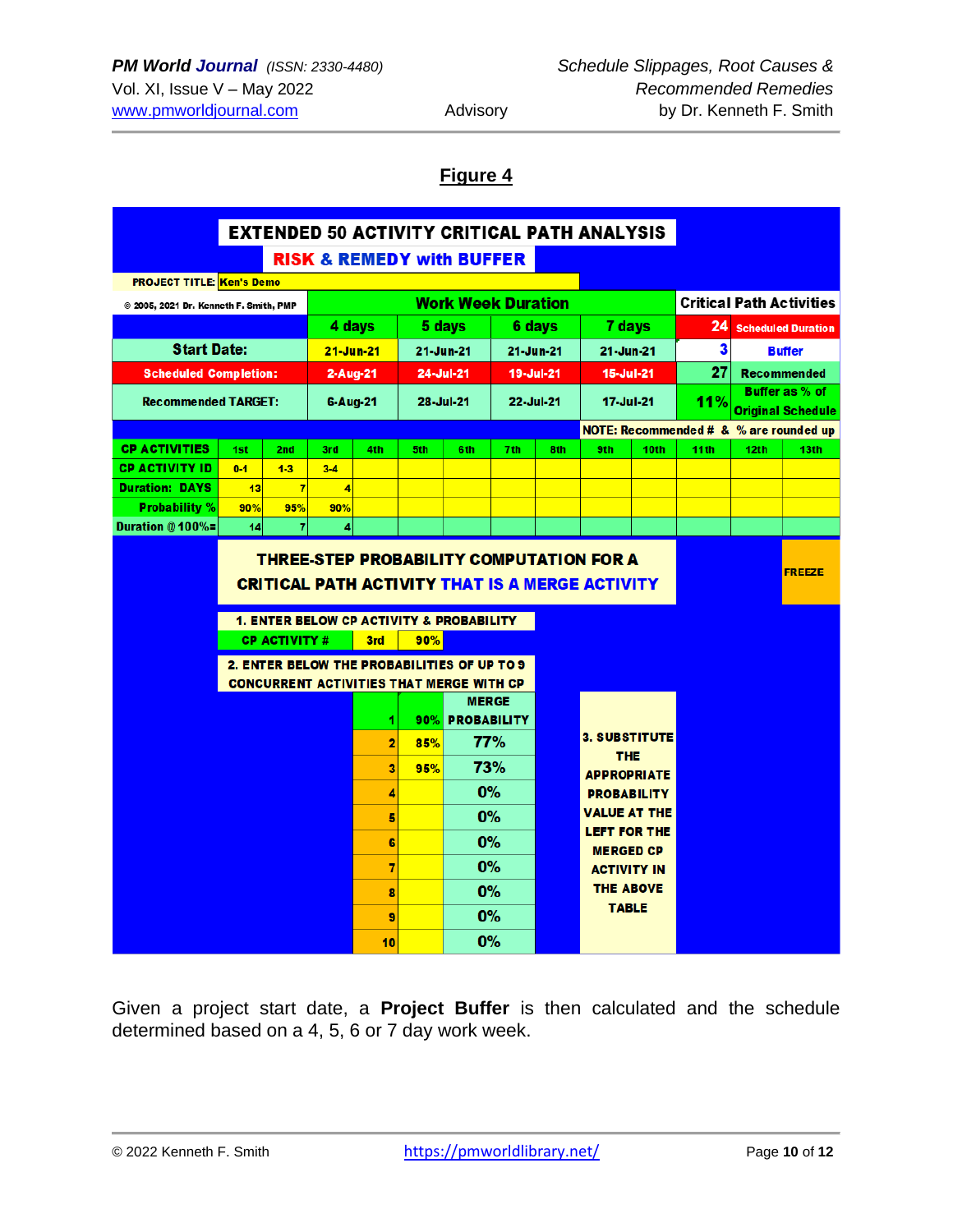## Figure 4

**EXTENDED 50 ACTIVITY CRITICAL PATH ANALYSIS**

**RISK & REMEDY with BUFFER**

PROJECT TITLE: Ken's Demo

© 2005, 2021 Dr. Kenneth F. Smith, PMP

| | Work Week Duration | | | | Critical Path Activities | |
|---|---|---|---|---|---|---|
| | 4 days | 5 days | 6 days | 7 days | 24 | Scheduled Duration |
| Start Date: | 21-Jun-21 | 21-Jun-21 | 21-Jun-21 | 21-Jun-21 | 3 | Buffer |
| Scheduled Completion: | 2-Aug-21 | 24-Jul-21 | 19-Jul-21 | 15-Jul-21 | 27 | Recommended |
| Recommended TARGET: | 6-Aug-21 | 28-Jul-21 | 22-Jul-21 | 17-Jul-21 | 11% | Buffer as % of Original Schedule |

NOTE: Recommended # & % are rounded up

| CP ACTIVITIES | 1st | 2nd | 3rd | 4th | 5th | 6th | 7th | 8th | 9th | 10th | 11th | 12th | 13th |
|---|---|---|---|---|---|---|---|---|---|---|---|---|---|
| CP ACTIVITY ID | 0-1 | 1-3 | 3-4 | | | | | | | | | | |
| Duration: DAYS | 13 | 7 | 4 | | | | | | | | | | |
| Probability % | 90% | 95% | 90% | | | | | | | | | | |
| Duration @100%= | 14 | 7 | 4 | | | | | | | | | | |

**THREE-STEP PROBABILITY COMPUTATION FOR A CRITICAL PATH ACTIVITY THAT IS A MERGE ACTIVITY**

FREEZE

1. ENTER BELOW CP ACTIVITY & PROBABILITY

| CP ACTIVITY # | 3rd | 90% |
|---|---|---|

2. ENTER BELOW THE PROBABILITIES OF UP TO 9 CONCURRENT ACTIVITIES THAT MERGE WITH CP

| | | MERGE PROBABILITY |
|---|---|---|
| 1 | 90% | |
| 2 | 85% | 77% |
| 3 | 95% | 73% |
| 4 | | 0% |
| 5 | | 0% |
| 6 | | 0% |
| 7 | | 0% |
| 8 | | 0% |
| 9 | | 0% |
| 10 | | 0% |

3. SUBSTITUTE THE APPROPRIATE PROBABILITY VALUE AT THE LEFT FOR THE MERGED CP ACTIVITY IN THE ABOVE TABLE

Given a project start date, a **Project Buffer** is then calculated and the schedule determined based on a 4, 5, 6 or 7 day work week.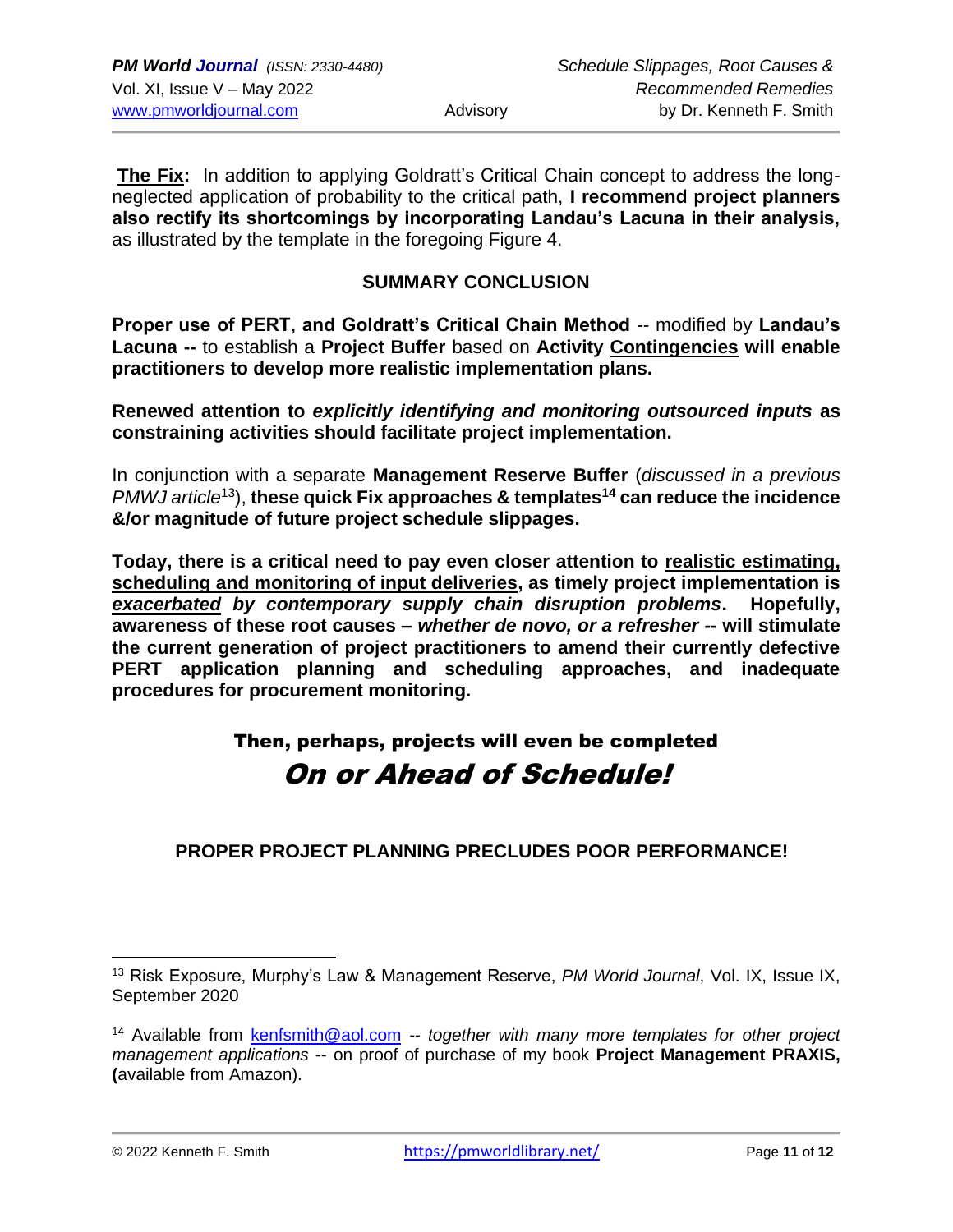**The Fix:** In addition to applying Goldratt's Critical Chain concept to address the long-neglected application of probability to the critical path, **I recommend project planners also rectify its shortcomings by incorporating Landau's Lacuna in their analysis,** as illustrated by the template in the foregoing Figure 4.

## SUMMARY CONCLUSION

**Proper use of PERT, and Goldratt's Critical Chain Method** -- modified by **Landau's Lacuna --** to establish a **Project Buffer** based on **Activity <u>Contingencies</u> will enable practitioners to develop more realistic implementation plans.**

**Renewed attention to *explicitly identifying and monitoring outsourced inputs* as constraining activities should facilitate project implementation.**

In conjunction with a separate **Management Reserve Buffer** (*discussed in a previous PMWJ article*[13]), **these quick Fix approaches & templates[14] can reduce the incidence &/or magnitude of future project schedule slippages.**

**Today, there is a critical need to pay even closer attention to <u>realistic estimating, scheduling and monitoring of input deliveries</u>, as timely project implementation is *<u>exacerbated</u> by contemporary supply chain disruption problems*. Hopefully, awareness of these root causes – *whether de novo, or a refresher* -- will stimulate the current generation of project practitioners to amend their currently defective PERT application planning and scheduling approaches, and inadequate procedures for procurement monitoring.**

**Then, perhaps, projects will even be completed**

***On or Ahead of Schedule!***

**PROPER PROJECT PLANNING PRECLUDES POOR PERFORMANCE!**

---

[13] Risk Exposure, Murphy's Law & Management Reserve, *PM World Journal*, Vol. IX, Issue IX, September 2020

[14] Available from kenfsmith@aol.com -- *together with many more templates for other project management applications* -- on proof of purchase of my book **Project Management PRAXIS, (**available from Amazon).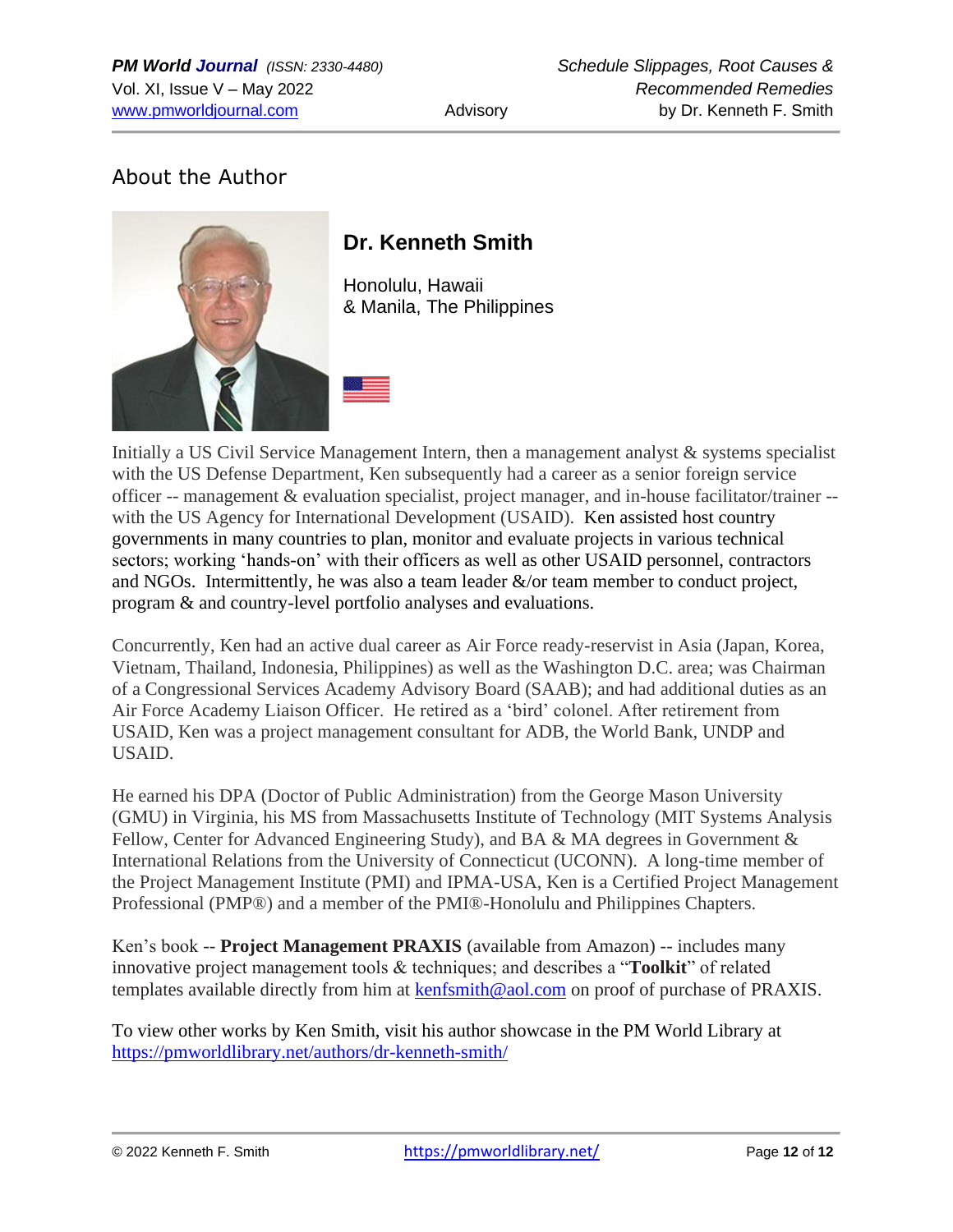## About the Author

### Dr. Kenneth Smith

Honolulu, Hawaii
& Manila, The Philippines

Initially a US Civil Service Management Intern, then a management analyst & systems specialist with the US Defense Department, Ken subsequently had a career as a senior foreign service officer -- management & evaluation specialist, project manager, and in-house facilitator/trainer -- with the US Agency for International Development (USAID). Ken assisted host country governments in many countries to plan, monitor and evaluate projects in various technical sectors; working 'hands-on' with their officers as well as other USAID personnel, contractors and NGOs. Intermittently, he was also a team leader &/or team member to conduct project, program & and country-level portfolio analyses and evaluations.

Concurrently, Ken had an active dual career as Air Force ready-reservist in Asia (Japan, Korea, Vietnam, Thailand, Indonesia, Philippines) as well as the Washington D.C. area; was Chairman of a Congressional Services Academy Advisory Board (SAAB); and had additional duties as an Air Force Academy Liaison Officer. He retired as a 'bird' colonel. After retirement from USAID, Ken was a project management consultant for ADB, the World Bank, UNDP and USAID.

He earned his DPA (Doctor of Public Administration) from the George Mason University (GMU) in Virginia, his MS from Massachusetts Institute of Technology (MIT Systems Analysis Fellow, Center for Advanced Engineering Study), and BA & MA degrees in Government & International Relations from the University of Connecticut (UCONN). A long-time member of the Project Management Institute (PMI) and IPMA-USA, Ken is a Certified Project Management Professional (PMP®) and a member of the PMI®-Honolulu and Philippines Chapters.

Ken's book -- **Project Management PRAXIS** (available from Amazon) -- includes many innovative project management tools & techniques; and describes a "**Toolkit**" of related templates available directly from him at kenfsmith@aol.com on proof of purchase of PRAXIS.

To view other works by Ken Smith, visit his author showcase in the PM World Library at https://pmworldlibrary.net/authors/dr-kenneth-smith/